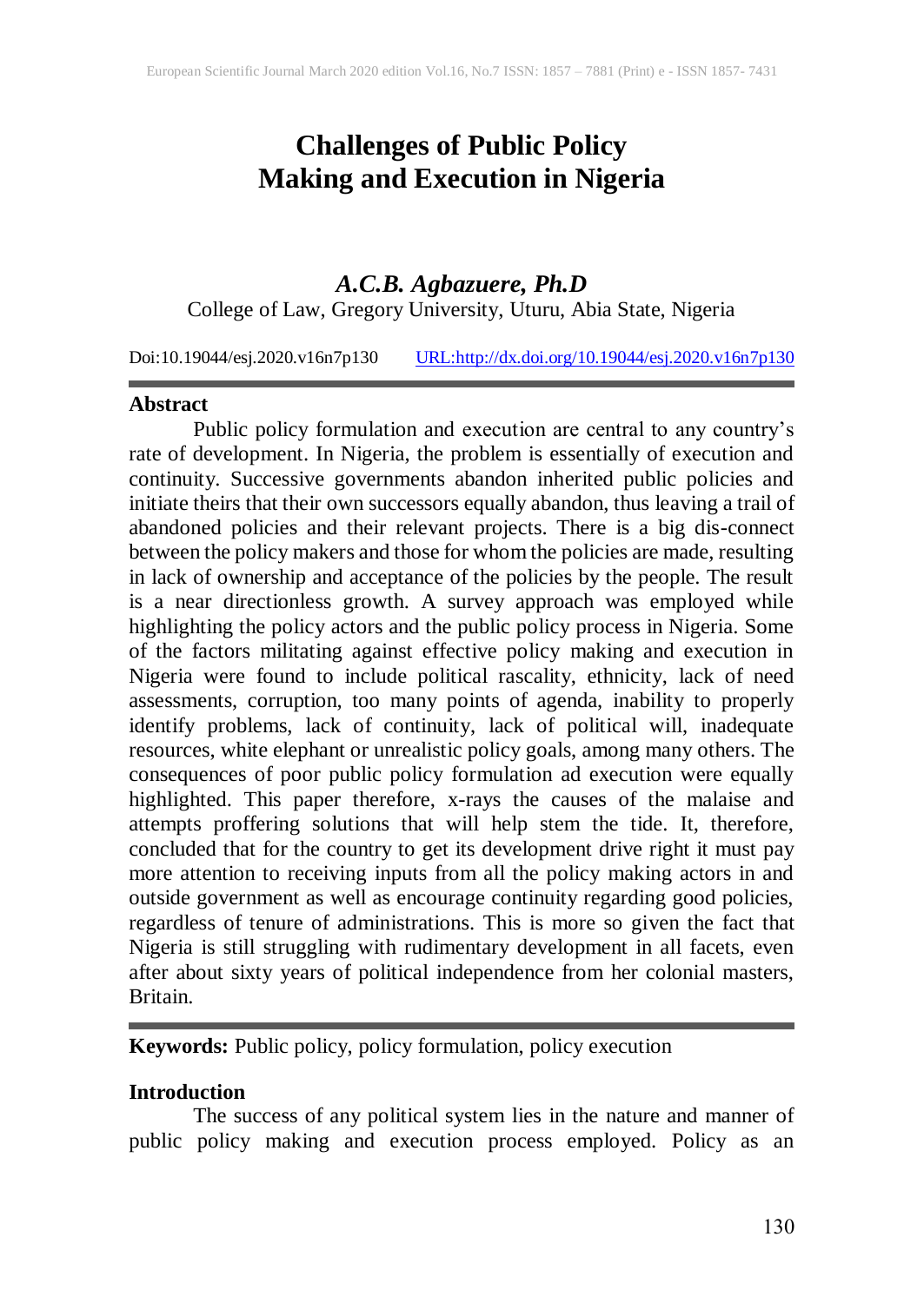# Challenges of Public Policy Making and Execution in Nigeria

***A.C.B. Agbazuere, Ph.D***

College of Law, Gregory University, Uturu, Abia State, Nigeria

Doi:10.19044/esj.2020.v16n7p130 URL:http://dx.doi.org/10.19044/esj.2020.v16n7p130

## Abstract

Public policy formulation and execution are central to any country's rate of development. In Nigeria, the problem is essentially of execution and continuity. Successive governments abandon inherited public policies and initiate theirs that their own successors equally abandon, thus leaving a trail of abandoned policies and their relevant projects. There is a big dis-connect between the policy makers and those for whom the policies are made, resulting in lack of ownership and acceptance of the policies by the people. The result is a near directionless growth. A survey approach was employed while highlighting the policy actors and the public policy process in Nigeria. Some of the factors militating against effective policy making and execution in Nigeria were found to include political rascality, ethnicity, lack of need assessments, corruption, too many points of agenda, inability to properly identify problems, lack of continuity, lack of political will, inadequate resources, white elephant or unrealistic policy goals, among many others. The consequences of poor public policy formulation ad execution were equally highlighted. This paper therefore, x-rays the causes of the malaise and attempts proffering solutions that will help stem the tide. It, therefore, concluded that for the country to get its development drive right it must pay more attention to receiving inputs from all the policy making actors in and outside government as well as encourage continuity regarding good policies, regardless of tenure of administrations. This is more so given the fact that Nigeria is still struggling with rudimentary development in all facets, even after about sixty years of political independence from her colonial masters, Britain.

**Keywords:** Public policy, policy formulation, policy execution

## Introduction

The success of any political system lies in the nature and manner of public policy making and execution process employed. Policy as an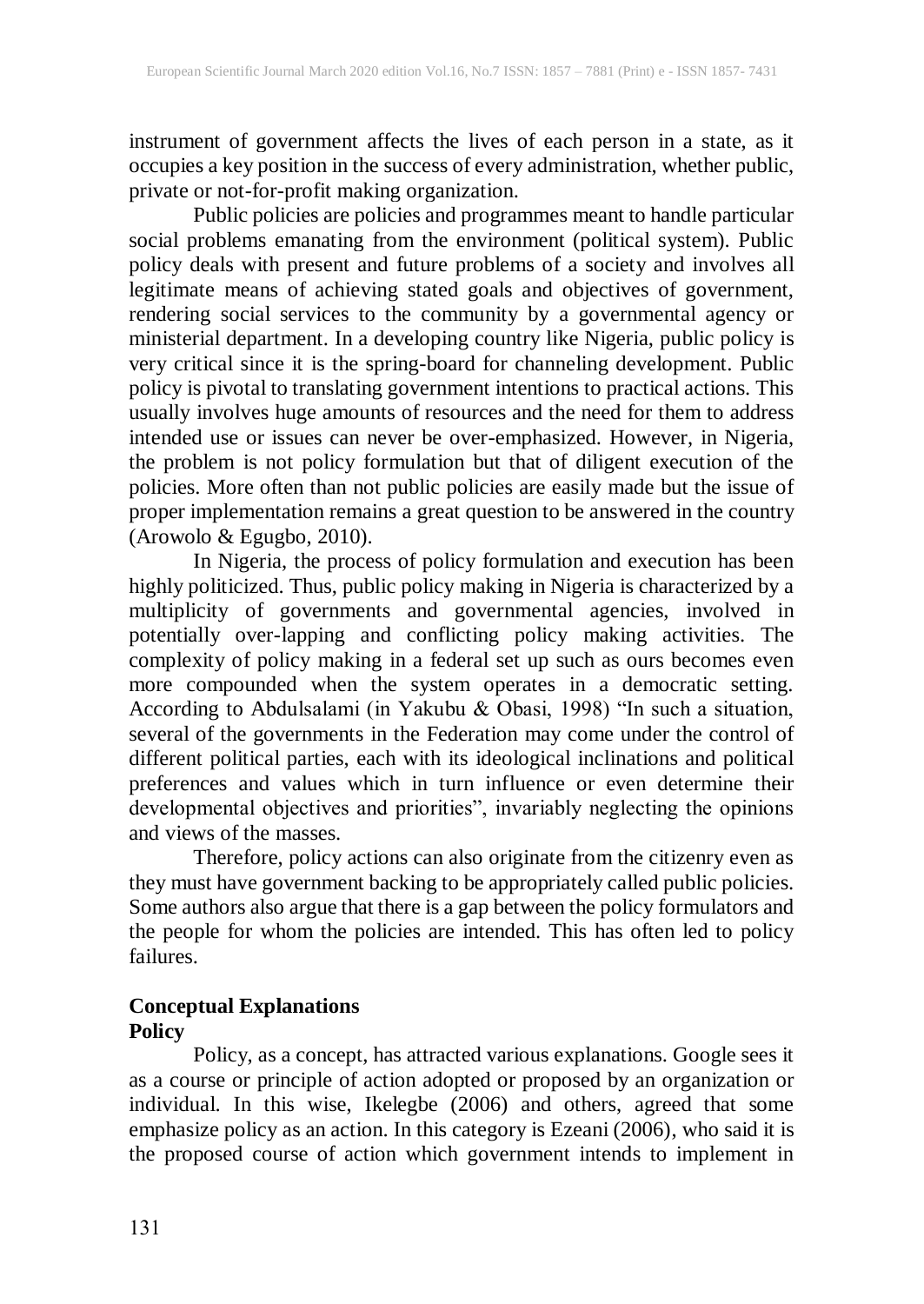instrument of government affects the lives of each person in a state, as it occupies a key position in the success of every administration, whether public, private or not-for-profit making organization.

Public policies are policies and programmes meant to handle particular social problems emanating from the environment (political system). Public policy deals with present and future problems of a society and involves all legitimate means of achieving stated goals and objectives of government, rendering social services to the community by a governmental agency or ministerial department. In a developing country like Nigeria, public policy is very critical since it is the spring-board for channeling development. Public policy is pivotal to translating government intentions to practical actions. This usually involves huge amounts of resources and the need for them to address intended use or issues can never be over-emphasized. However, in Nigeria, the problem is not policy formulation but that of diligent execution of the policies. More often than not public policies are easily made but the issue of proper implementation remains a great question to be answered in the country (Arowolo & Egugbo, 2010).

In Nigeria, the process of policy formulation and execution has been highly politicized. Thus, public policy making in Nigeria is characterized by a multiplicity of governments and governmental agencies, involved in potentially over-lapping and conflicting policy making activities. The complexity of policy making in a federal set up such as ours becomes even more compounded when the system operates in a democratic setting. According to Abdulsalami (in Yakubu & Obasi, 1998) "In such a situation, several of the governments in the Federation may come under the control of different political parties, each with its ideological inclinations and political preferences and values which in turn influence or even determine their developmental objectives and priorities", invariably neglecting the opinions and views of the masses.

Therefore, policy actions can also originate from the citizenry even as they must have government backing to be appropriately called public policies. Some authors also argue that there is a gap between the policy formulators and the people for whom the policies are intended. This has often led to policy failures.

## Conceptual Explanations

### Policy

Policy, as a concept, has attracted various explanations. Google sees it as a course or principle of action adopted or proposed by an organization or individual. In this wise, Ikelegbe (2006) and others, agreed that some emphasize policy as an action. In this category is Ezeani (2006), who said it is the proposed course of action which government intends to implement in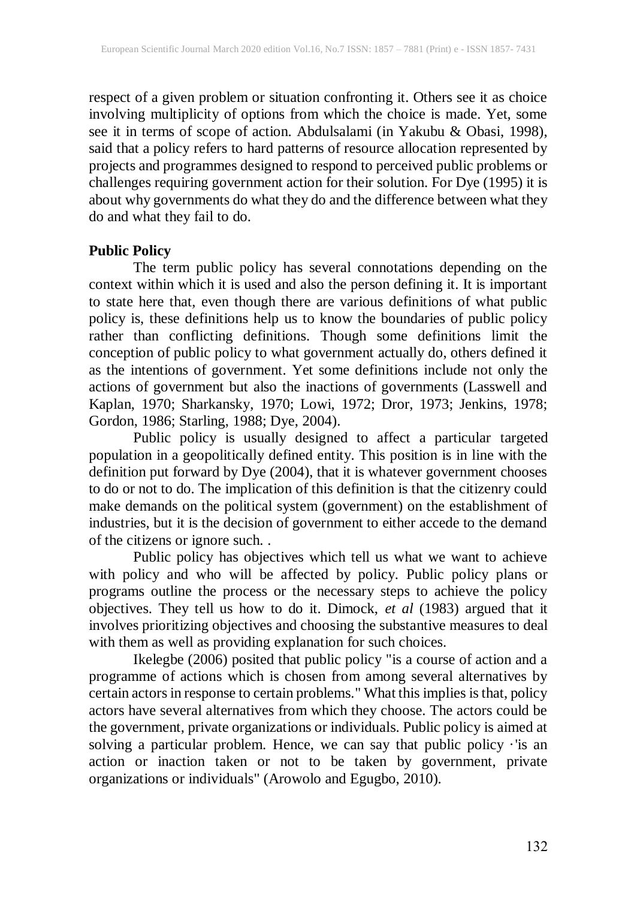respect of a given problem or situation confronting it. Others see it as choice involving multiplicity of options from which the choice is made. Yet, some see it in terms of scope of action. Abdulsalami (in Yakubu & Obasi, 1998), said that a policy refers to hard patterns of resource allocation represented by projects and programmes designed to respond to perceived public problems or challenges requiring government action for their solution. For Dye (1995) it is about why governments do what they do and the difference between what they do and what they fail to do.

**Public Policy**

The term public policy has several connotations depending on the context within which it is used and also the person defining it. It is important to state here that, even though there are various definitions of what public policy is, these definitions help us to know the boundaries of public policy rather than conflicting definitions. Though some definitions limit the conception of public policy to what government actually do, others defined it as the intentions of government. Yet some definitions include not only the actions of government but also the inactions of governments (Lasswell and Kaplan, 1970; Sharkansky, 1970; Lowi, 1972; Dror, 1973; Jenkins, 1978; Gordon, 1986; Starling, 1988; Dye, 2004).

Public policy is usually designed to affect a particular targeted population in a geopolitically defined entity. This position is in line with the definition put forward by Dye (2004), that it is whatever government chooses to do or not to do. The implication of this definition is that the citizenry could make demands on the political system (government) on the establishment of industries, but it is the decision of government to either accede to the demand of the citizens or ignore such. .

Public policy has objectives which tell us what we want to achieve with policy and who will be affected by policy. Public policy plans or programs outline the process or the necessary steps to achieve the policy objectives. They tell us how to do it. Dimock, *et al* (1983) argued that it involves prioritizing objectives and choosing the substantive measures to deal with them as well as providing explanation for such choices.

Ikelegbe (2006) posited that public policy "is a course of action and a programme of actions which is chosen from among several alternatives by certain actors in response to certain problems." What this implies is that, policy actors have several alternatives from which they choose. The actors could be the government, private organizations or individuals. Public policy is aimed at solving a particular problem. Hence, we can say that public policy ·'is an action or inaction taken or not to be taken by government, private organizations or individuals" (Arowolo and Egugbo, 2010).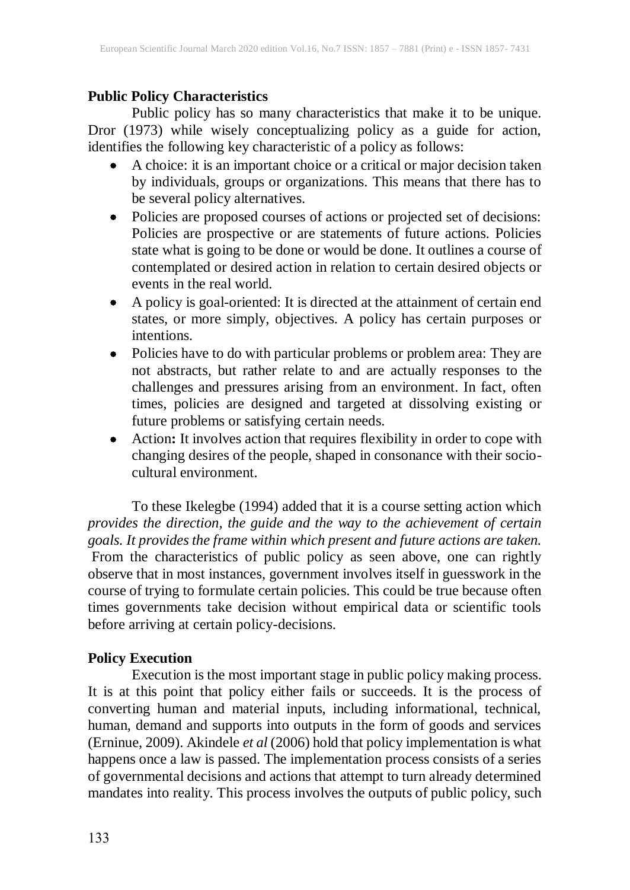**Public Policy Characteristics**

Public policy has so many characteristics that make it to be unique. Dror (1973) while wisely conceptualizing policy as a guide for action, identifies the following key characteristic of a policy as follows:

- A choice: it is an important choice or a critical or major decision taken by individuals, groups or organizations. This means that there has to be several policy alternatives.
- Policies are proposed courses of actions or projected set of decisions: Policies are prospective or are statements of future actions. Policies state what is going to be done or would be done. It outlines a course of contemplated or desired action in relation to certain desired objects or events in the real world.
- A policy is goal-oriented: It is directed at the attainment of certain end states, or more simply, objectives. A policy has certain purposes or intentions.
- Policies have to do with particular problems or problem area: They are not abstracts, but rather relate to and are actually responses to the challenges and pressures arising from an environment. In fact, often times, policies are designed and targeted at dissolving existing or future problems or satisfying certain needs.
- Action**:** It involves action that requires flexibility in order to cope with changing desires of the people, shaped in consonance with their socio-cultural environment.

To these Ikelegbe (1994) added that it is a course setting action which *provides the direction, the guide and the way to the achievement of certain goals. It provides the frame within which present and future actions are taken.* From the characteristics of public policy as seen above, one can rightly observe that in most instances, government involves itself in guesswork in the course of trying to formulate certain policies. This could be true because often times governments take decision without empirical data or scientific tools before arriving at certain policy-decisions.

**Policy Execution**

Execution is the most important stage in public policy making process. It is at this point that policy either fails or succeeds. It is the process of converting human and material inputs, including informational, technical, human, demand and supports into outputs in the form of goods and services (Erninue, 2009). Akindele *et al* (2006) hold that policy implementation is what happens once a law is passed. The implementation process consists of a series of governmental decisions and actions that attempt to turn already determined mandates into reality. This process involves the outputs of public policy, such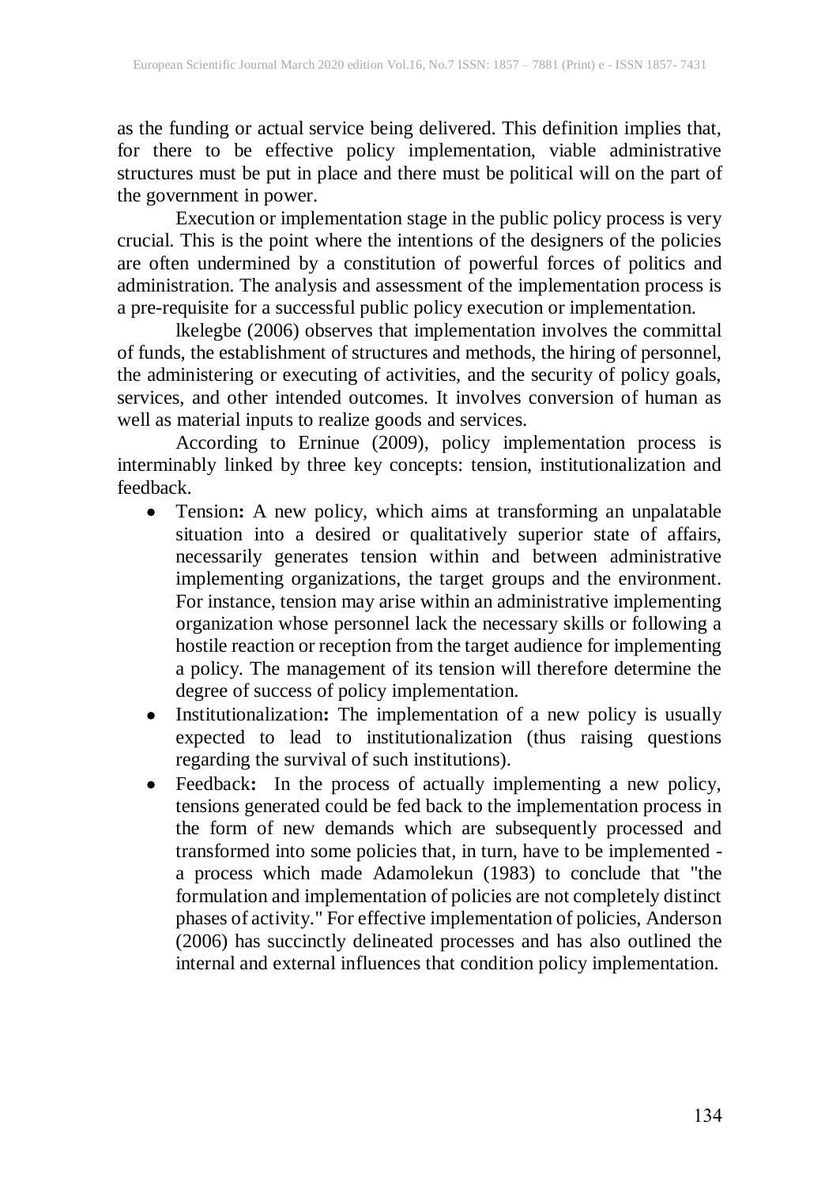as the funding or actual service being delivered. This definition implies that, for there to be effective policy implementation, viable administrative structures must be put in place and there must be political will on the part of the government in power.

Execution or implementation stage in the public policy process is very crucial. This is the point where the intentions of the designers of the policies are often undermined by a constitution of powerful forces of politics and administration. The analysis and assessment of the implementation process is a pre-requisite for a successful public policy execution or implementation.

lkelegbe (2006) observes that implementation involves the committal of funds, the establishment of structures and methods, the hiring of personnel, the administering or executing of activities, and the security of policy goals, services, and other intended outcomes. It involves conversion of human as well as material inputs to realize goods and services.

According to Erninue (2009), policy implementation process is interminably linked by three key concepts: tension, institutionalization and feedback.

- Tension**:** A new policy, which aims at transforming an unpalatable situation into a desired or qualitatively superior state of affairs, necessarily generates tension within and between administrative implementing organizations, the target groups and the environment. For instance, tension may arise within an administrative implementing organization whose personnel lack the necessary skills or following a hostile reaction or reception from the target audience for implementing a policy. The management of its tension will therefore determine the degree of success of policy implementation.
- Institutionalization**:** The implementation of a new policy is usually expected to lead to institutionalization (thus raising questions regarding the survival of such institutions).
- Feedback**:** In the process of actually implementing a new policy, tensions generated could be fed back to the implementation process in the form of new demands which are subsequently processed and transformed into some policies that, in turn, have to be implemented - a process which made Adamolekun (1983) to conclude that "the formulation and implementation of policies are not completely distinct phases of activity." For effective implementation of policies, Anderson (2006) has succinctly delineated processes and has also outlined the internal and external influences that condition policy implementation.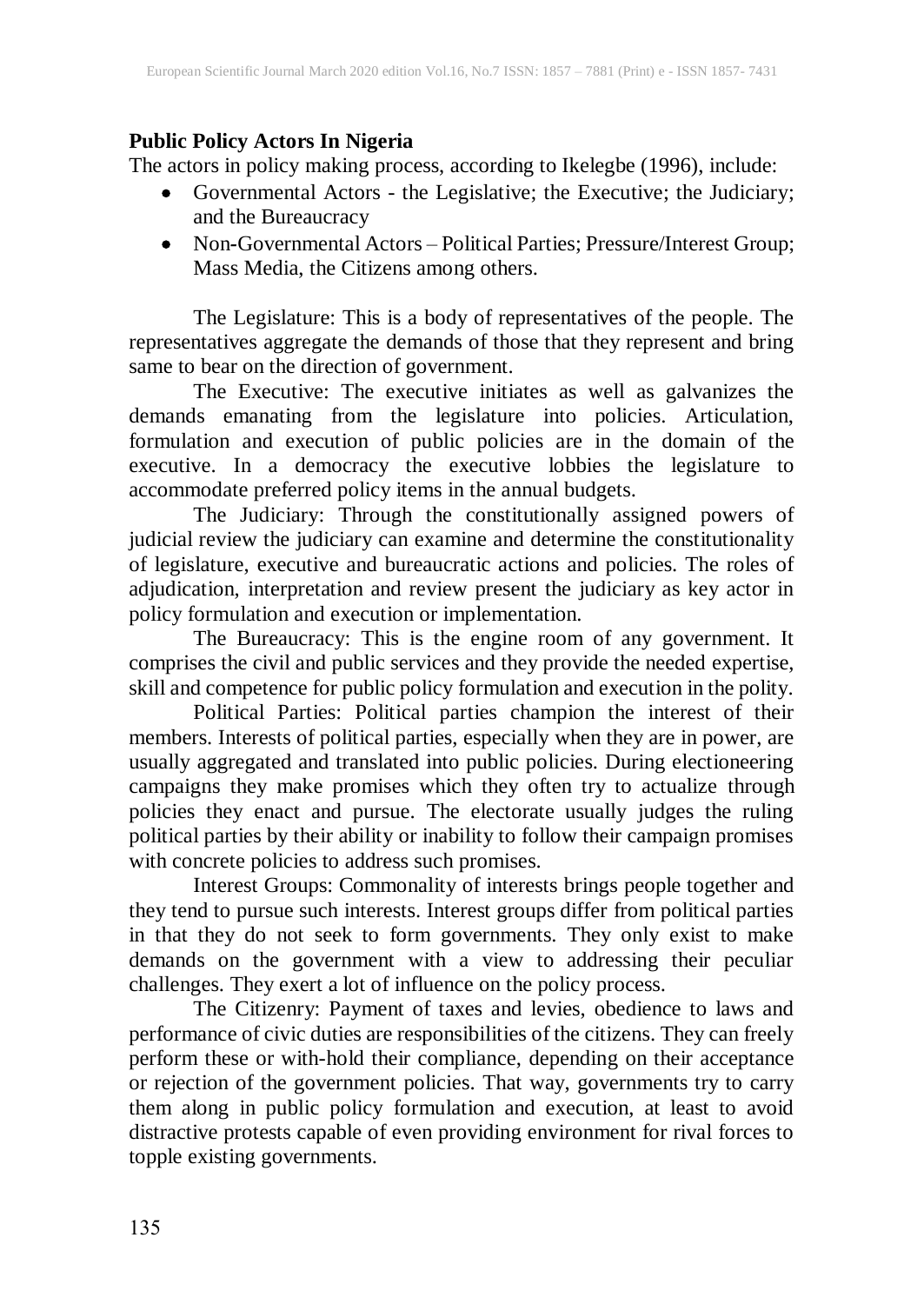## Public Policy Actors In Nigeria

The actors in policy making process, according to Ikelegbe (1996), include:

- Governmental Actors - the Legislative; the Executive; the Judiciary; and the Bureaucracy
- Non-Governmental Actors – Political Parties; Pressure/Interest Group; Mass Media, the Citizens among others.

The Legislature: This is a body of representatives of the people. The representatives aggregate the demands of those that they represent and bring same to bear on the direction of government.

The Executive: The executive initiates as well as galvanizes the demands emanating from the legislature into policies. Articulation, formulation and execution of public policies are in the domain of the executive. In a democracy the executive lobbies the legislature to accommodate preferred policy items in the annual budgets.

The Judiciary: Through the constitutionally assigned powers of judicial review the judiciary can examine and determine the constitutionality of legislature, executive and bureaucratic actions and policies. The roles of adjudication, interpretation and review present the judiciary as key actor in policy formulation and execution or implementation.

The Bureaucracy: This is the engine room of any government. It comprises the civil and public services and they provide the needed expertise, skill and competence for public policy formulation and execution in the polity.

Political Parties: Political parties champion the interest of their members. Interests of political parties, especially when they are in power, are usually aggregated and translated into public policies. During electioneering campaigns they make promises which they often try to actualize through policies they enact and pursue. The electorate usually judges the ruling political parties by their ability or inability to follow their campaign promises with concrete policies to address such promises.

Interest Groups: Commonality of interests brings people together and they tend to pursue such interests. Interest groups differ from political parties in that they do not seek to form governments. They only exist to make demands on the government with a view to addressing their peculiar challenges. They exert a lot of influence on the policy process.

The Citizenry: Payment of taxes and levies, obedience to laws and performance of civic duties are responsibilities of the citizens. They can freely perform these or with-hold their compliance, depending on their acceptance or rejection of the government policies. That way, governments try to carry them along in public policy formulation and execution, at least to avoid distractive protests capable of even providing environment for rival forces to topple existing governments.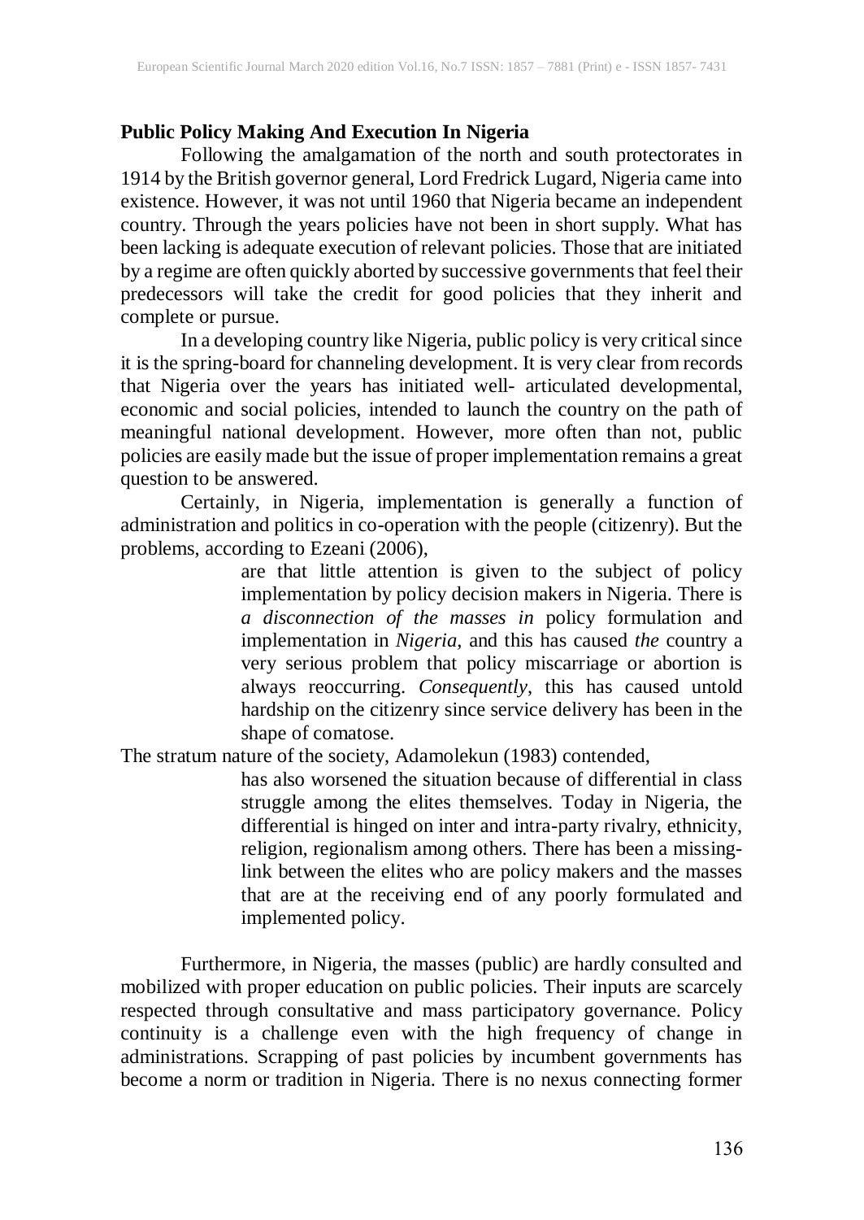**Public Policy Making And Execution In Nigeria**

Following the amalgamation of the north and south protectorates in 1914 by the British governor general, Lord Fredrick Lugard, Nigeria came into existence. However, it was not until 1960 that Nigeria became an independent country. Through the years policies have not been in short supply. What has been lacking is adequate execution of relevant policies. Those that are initiated by a regime are often quickly aborted by successive governments that feel their predecessors will take the credit for good policies that they inherit and complete or pursue.

In a developing country like Nigeria, public policy is very critical since it is the spring-board for channeling development. It is very clear from records that Nigeria over the years has initiated well- articulated developmental, economic and social policies, intended to launch the country on the path of meaningful national development. However, more often than not, public policies are easily made but the issue of proper implementation remains a great question to be answered.

Certainly, in Nigeria, implementation is generally a function of administration and politics in co-operation with the people (citizenry). But the problems, according to Ezeani (2006),

> are that little attention is given to the subject of policy implementation by policy decision makers in Nigeria. There is *a disconnection of the masses in* policy formulation and implementation in *Nigeria*, and this has caused *the* country a very serious problem that policy miscarriage or abortion is always reoccurring. *Consequently*, this has caused untold hardship on the citizenry since service delivery has been in the shape of comatose.

The stratum nature of the society, Adamolekun (1983) contended,

> has also worsened the situation because of differential in class struggle among the elites themselves. Today in Nigeria, the differential is hinged on inter and intra-party rivalry, ethnicity, religion, regionalism among others. There has been a missing-link between the elites who are policy makers and the masses that are at the receiving end of any poorly formulated and implemented policy.

Furthermore, in Nigeria, the masses (public) are hardly consulted and mobilized with proper education on public policies. Their inputs are scarcely respected through consultative and mass participatory governance. Policy continuity is a challenge even with the high frequency of change in administrations. Scrapping of past policies by incumbent governments has become a norm or tradition in Nigeria. There is no nexus connecting former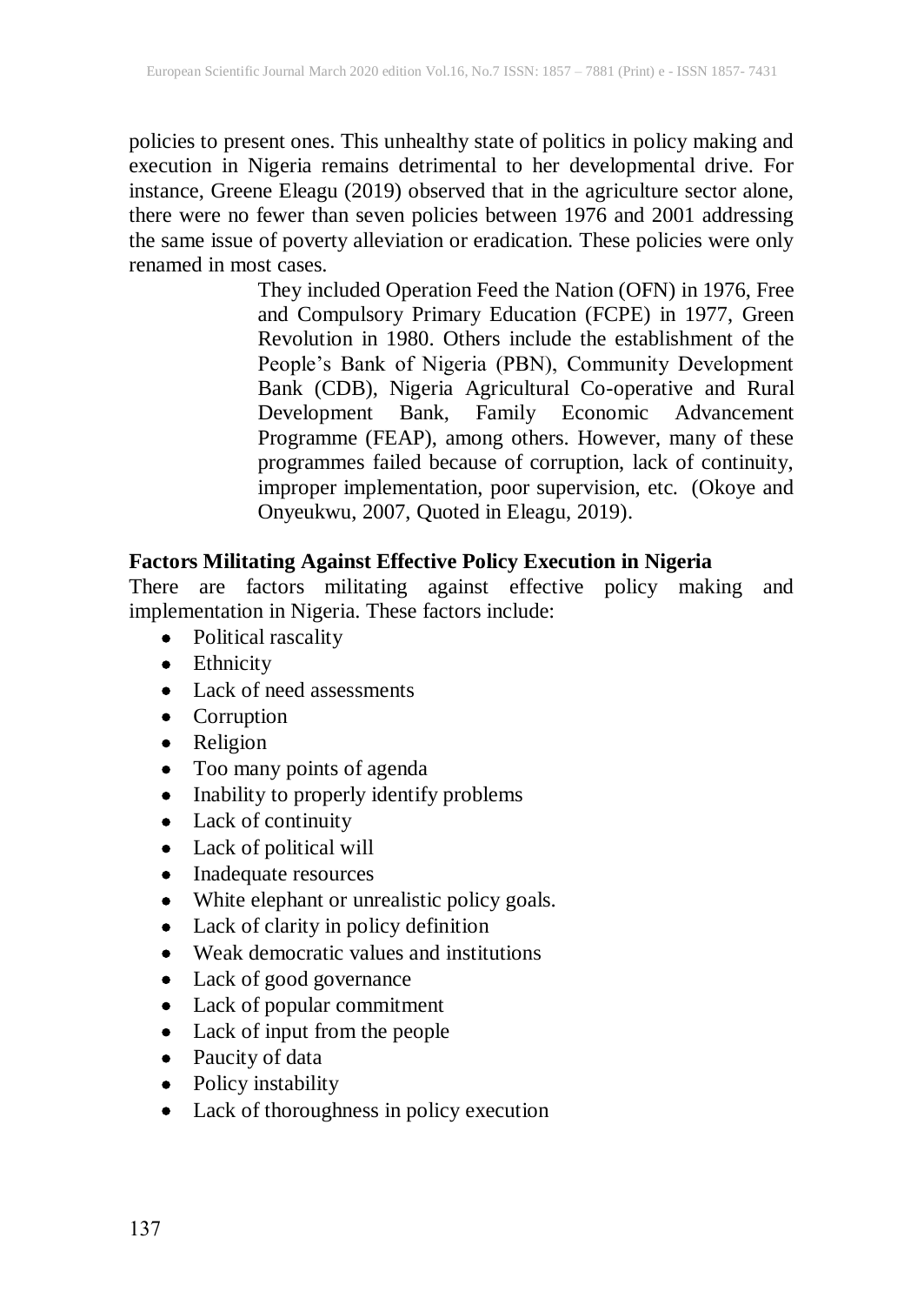policies to present ones. This unhealthy state of politics in policy making and execution in Nigeria remains detrimental to her developmental drive. For instance, Greene Eleagu (2019) observed that in the agriculture sector alone, there were no fewer than seven policies between 1976 and 2001 addressing the same issue of poverty alleviation or eradication. These policies were only renamed in most cases.

> They included Operation Feed the Nation (OFN) in 1976, Free and Compulsory Primary Education (FCPE) in 1977, Green Revolution in 1980. Others include the establishment of the People's Bank of Nigeria (PBN), Community Development Bank (CDB), Nigeria Agricultural Co-operative and Rural Development Bank, Family Economic Advancement Programme (FEAP), among others. However, many of these programmes failed because of corruption, lack of continuity, improper implementation, poor supervision, etc. (Okoye and Onyeukwu, 2007, Quoted in Eleagu, 2019).

**Factors Militating Against Effective Policy Execution in Nigeria**

There are factors militating against effective policy making and implementation in Nigeria. These factors include:

- Political rascality
- Ethnicity
- Lack of need assessments
- Corruption
- Religion
- Too many points of agenda
- Inability to properly identify problems
- Lack of continuity
- Lack of political will
- Inadequate resources
- White elephant or unrealistic policy goals.
- Lack of clarity in policy definition
- Weak democratic values and institutions
- Lack of good governance
- Lack of popular commitment
- Lack of input from the people
- Paucity of data
- Policy instability
- Lack of thoroughness in policy execution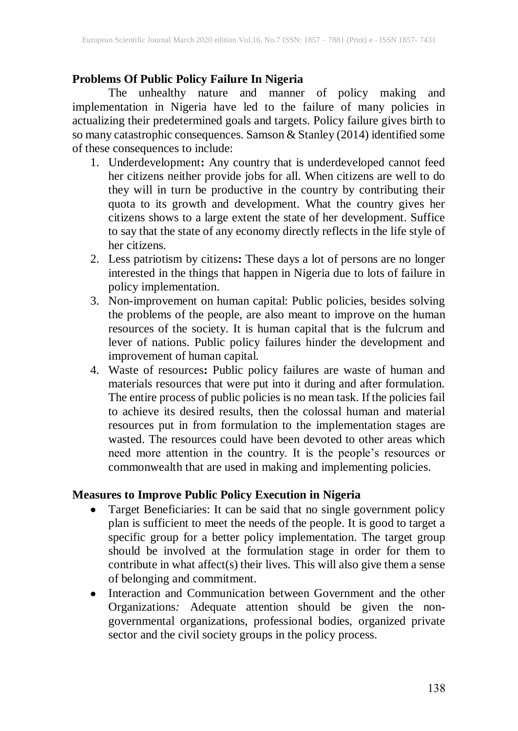### Problems Of Public Policy Failure In Nigeria

The unhealthy nature and manner of policy making and implementation in Nigeria have led to the failure of many policies in actualizing their predetermined goals and targets. Policy failure gives birth to so many catastrophic consequences. Samson & Stanley (2014) identified some of these consequences to include:

1. Underdevelopment**:** Any country that is underdeveloped cannot feed her citizens neither provide jobs for all. When citizens are well to do they will in turn be productive in the country by contributing their quota to its growth and development. What the country gives her citizens shows to a large extent the state of her development. Suffice to say that the state of any economy directly reflects in the life style of her citizens.
2. Less patriotism by citizens**:** These days a lot of persons are no longer interested in the things that happen in Nigeria due to lots of failure in policy implementation.
3. Non-improvement on human capital: Public policies, besides solving the problems of the people, are also meant to improve on the human resources of the society. It is human capital that is the fulcrum and lever of nations. Public policy failures hinder the development and improvement of human capital.
4. Waste of resources**:** Public policy failures are waste of human and materials resources that were put into it during and after formulation. The entire process of public policies is no mean task. If the policies fail to achieve its desired results, then the colossal human and material resources put in from formulation to the implementation stages are wasted. The resources could have been devoted to other areas which need more attention in the country. It is the people's resources or commonwealth that are used in making and implementing policies.

### Measures to Improve Public Policy Execution in Nigeria

- Target Beneficiaries: It can be said that no single government policy plan is sufficient to meet the needs of the people. It is good to target a specific group for a better policy implementation. The target group should be involved at the formulation stage in order for them to contribute in what affect(s) their lives. This will also give them a sense of belonging and commitment.
- Interaction and Communication between Government and the other Organizations*:* Adequate attention should be given the non-governmental organizations, professional bodies, organized private sector and the civil society groups in the policy process.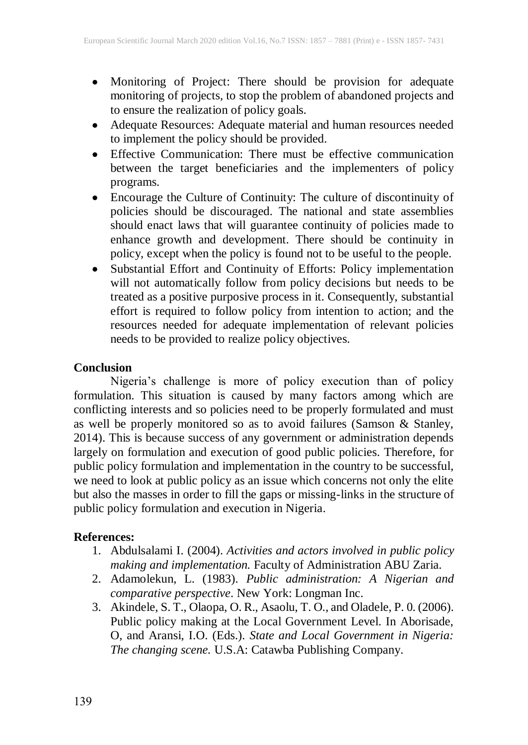- Monitoring of Project: There should be provision for adequate monitoring of projects, to stop the problem of abandoned projects and to ensure the realization of policy goals.
- Adequate Resources: Adequate material and human resources needed to implement the policy should be provided.
- Effective Communication: There must be effective communication between the target beneficiaries and the implementers of policy programs.
- Encourage the Culture of Continuity: The culture of discontinuity of policies should be discouraged. The national and state assemblies should enact laws that will guarantee continuity of policies made to enhance growth and development. There should be continuity in policy, except when the policy is found not to be useful to the people.
- Substantial Effort and Continuity of Efforts: Policy implementation will not automatically follow from policy decisions but needs to be treated as a positive purposive process in it. Consequently, substantial effort is required to follow policy from intention to action; and the resources needed for adequate implementation of relevant policies needs to be provided to realize policy objectives.

## Conclusion

Nigeria's challenge is more of policy execution than of policy formulation. This situation is caused by many factors among which are conflicting interests and so policies need to be properly formulated and must as well be properly monitored so as to avoid failures (Samson & Stanley, 2014). This is because success of any government or administration depends largely on formulation and execution of good public policies. Therefore, for public policy formulation and implementation in the country to be successful, we need to look at public policy as an issue which concerns not only the elite but also the masses in order to fill the gaps or missing-links in the structure of public policy formulation and execution in Nigeria.

## References:

1. Abdulsalami I. (2004). *Activities and actors involved in public policy making and implementation.* Faculty of Administration ABU Zaria.
2. Adamolekun, L. (1983). *Public administration: A Nigerian and comparative perspective*. New York: Longman Inc.
3. Akindele, S. T., Olaopa, O. R., Asaolu, T. O., and Oladele, P. 0. (2006). Public policy making at the Local Government Level. In Aborisade, O, and Aransi, I.O. (Eds.). *State and Local Government in Nigeria: The changing scene.* U.S.A: Catawba Publishing Company.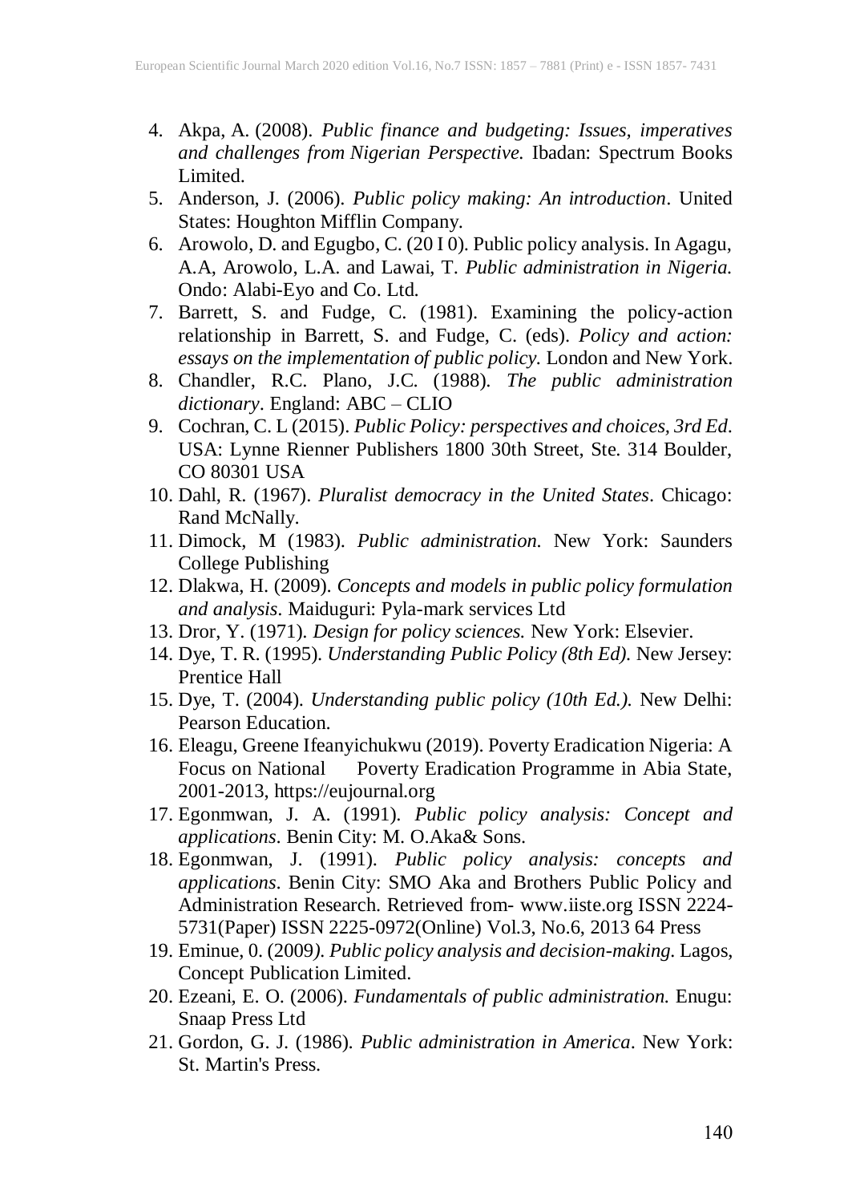4. Akpa, A. (2008). *Public finance and budgeting: Issues, imperatives and challenges from Nigerian Perspective.* Ibadan: Spectrum Books Limited.
5. Anderson, J. (2006). *Public policy making: An introduction*. United States: Houghton Mifflin Company.
6. Arowolo, D. and Egugbo, C. (20 I 0). Public policy analysis. In Agagu, A.A, Arowolo, L.A. and Lawai, T. *Public administration in Nigeria.* Ondo: Alabi-Eyo and Co. Ltd.
7. Barrett, S. and Fudge, C. (1981). Examining the policy-action relationship in Barrett, S. and Fudge, C. (eds). *Policy and action: essays on the implementation of public policy.* London and New York.
8. Chandler, R.C. Plano, J.C. (1988). *The public administration dictionary*. England: ABC – CLIO
9. Cochran, C. L (2015). *Public Policy: perspectives and choices, 3rd Ed.* USA: Lynne Rienner Publishers 1800 30th Street, Ste. 314 Boulder, CO 80301 USA
10. Dahl, R. (1967). *Pluralist democracy in the United States*. Chicago: Rand McNally.
11. Dimock, M (1983). *Public administration.* New York: Saunders College Publishing
12. Dlakwa, H. (2009). *Concepts and models in public policy formulation and analysis*. Maiduguri: Pyla-mark services Ltd
13. Dror, Y. (1971). *Design for policy sciences.* New York: Elsevier.
14. Dye, T. R. (1995). *Understanding Public Policy (8th Ed).* New Jersey: Prentice Hall
15. Dye, T. (2004). *Understanding public policy (10th Ed.).* New Delhi: Pearson Education.
16. Eleagu, Greene Ifeanyichukwu (2019). Poverty Eradication Nigeria: A Focus on National Poverty Eradication Programme in Abia State, 2001-2013, https://eujournal.org
17. Egonmwan, J. A. (1991). *Public policy analysis: Concept and applications*. Benin City: M. O.Aka& Sons.
18. Egonmwan, J. (1991). *Public policy analysis: concepts and applications*. Benin City: SMO Aka and Brothers Public Policy and Administration Research. Retrieved from- www.iiste.org ISSN 2224-5731(Paper) ISSN 2225-0972(Online) Vol.3, No.6, 2013 64 Press
19. Eminue, 0. (2009*). Public policy analysis and decision-making.* Lagos, Concept Publication Limited.
20. Ezeani, E. O. (2006). *Fundamentals of public administration.* Enugu: Snaap Press Ltd
21. Gordon, G. J. (1986). *Public administration in America*. New York: St. Martin's Press.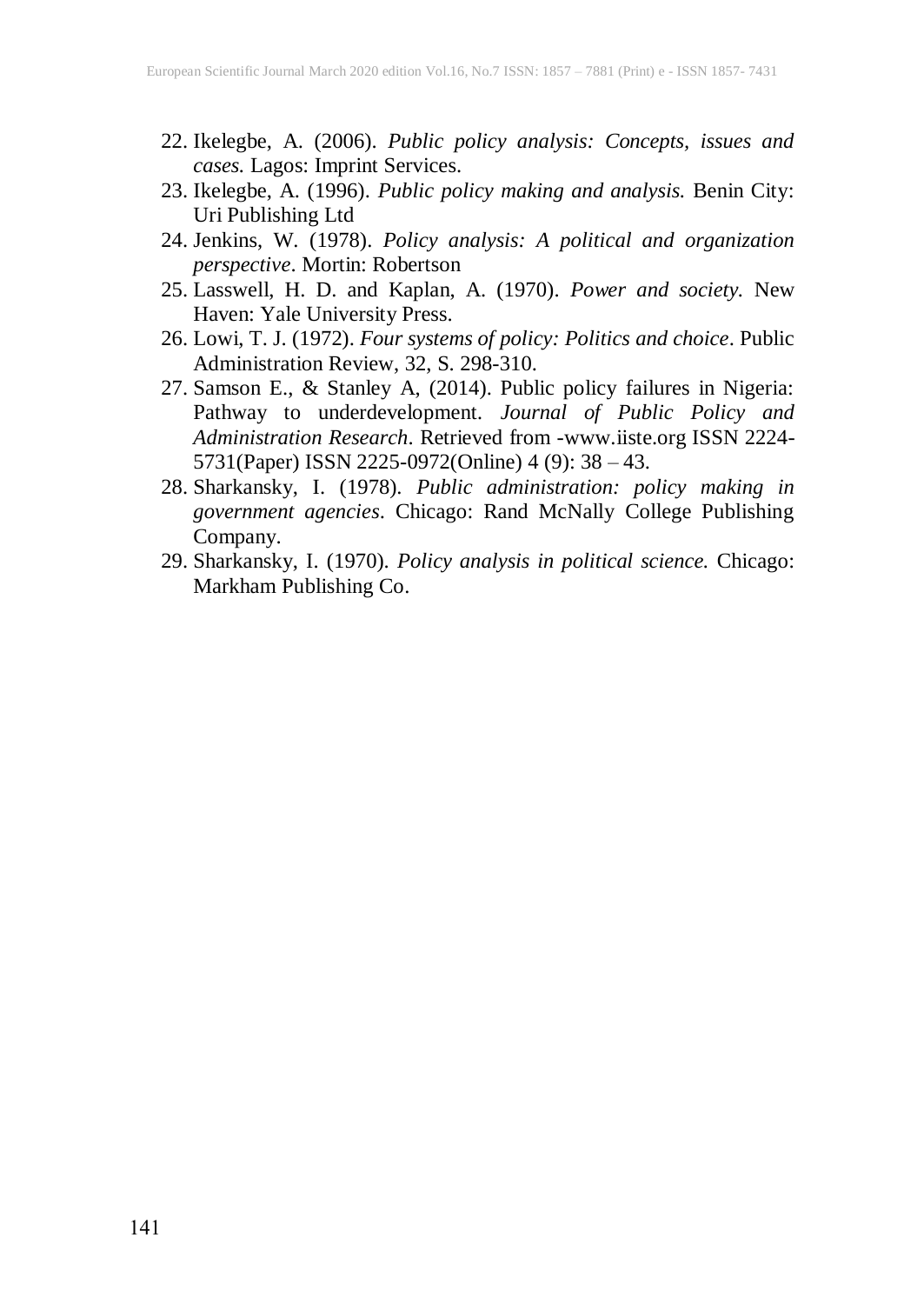22. Ikelegbe, A. (2006). *Public policy analysis: Concepts, issues and cases.* Lagos: Imprint Services.
23. Ikelegbe, A. (1996). *Public policy making and analysis.* Benin City: Uri Publishing Ltd
24. Jenkins, W. (1978). *Policy analysis: A political and organization perspective*. Mortin: Robertson
25. Lasswell, H. D. and Kaplan, A. (1970). *Power and society.* New Haven: Yale University Press.
26. Lowi, T. J. (1972). *Four systems of policy: Politics and choice*. Public Administration Review, 32, S. 298-310.
27. Samson E., & Stanley A, (2014). Public policy failures in Nigeria: Pathway to underdevelopment. *Journal of Public Policy and Administration Research*. Retrieved from -www.iiste.org ISSN 2224-5731(Paper) ISSN 2225-0972(Online) 4 (9): 38 – 43.
28. Sharkansky, I. (1978). *Public administration: policy making in government agencies*. Chicago: Rand McNally College Publishing Company.
29. Sharkansky, I. (1970). *Policy analysis in political science.* Chicago: Markham Publishing Co.